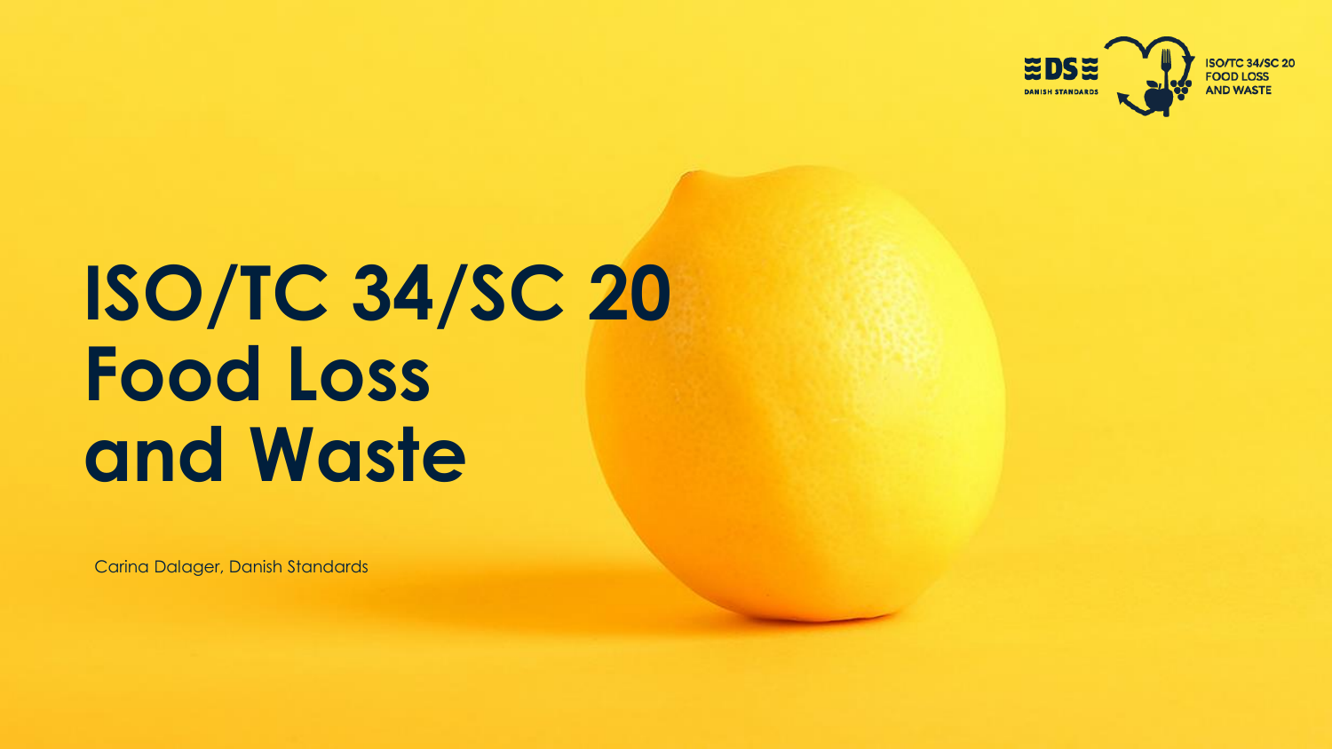# ISO/TC 34/SC 20 Food Loss and Waste

Carina Dalager, Danish Standards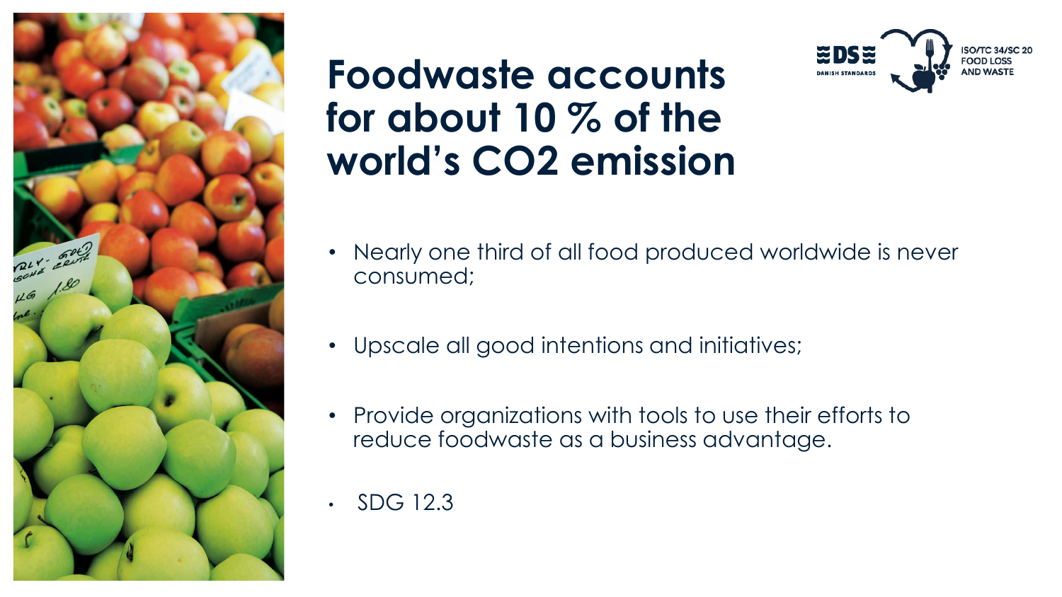# Foodwaste accounts for about 10 % of the world's $CO_2$ emission

ISO/TC 34/SC 20 FOOD LOSS AND WASTE

- Nearly one third of all food produced worldwide is never consumed;
- Upscale all good intentions and initiatives;
- Provide organizations with tools to use their efforts to reduce foodwaste as a business advantage.
- SDG 12.3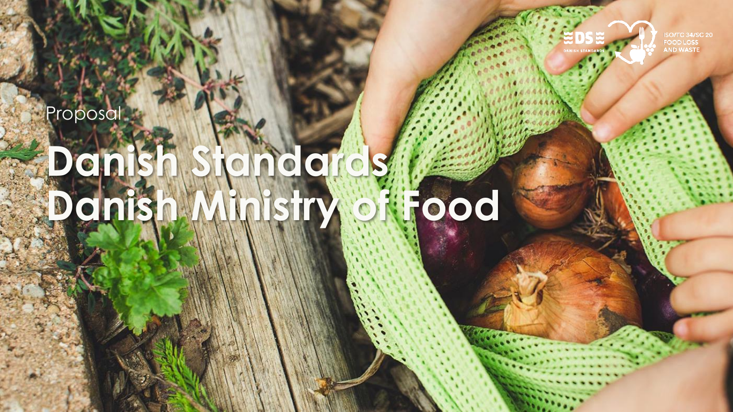Proposal

# Danish Standards Danish Ministry of Food

DANISH STANDARDS

ISO/TC 34/SC 20 FOOD LOSS AND WASTE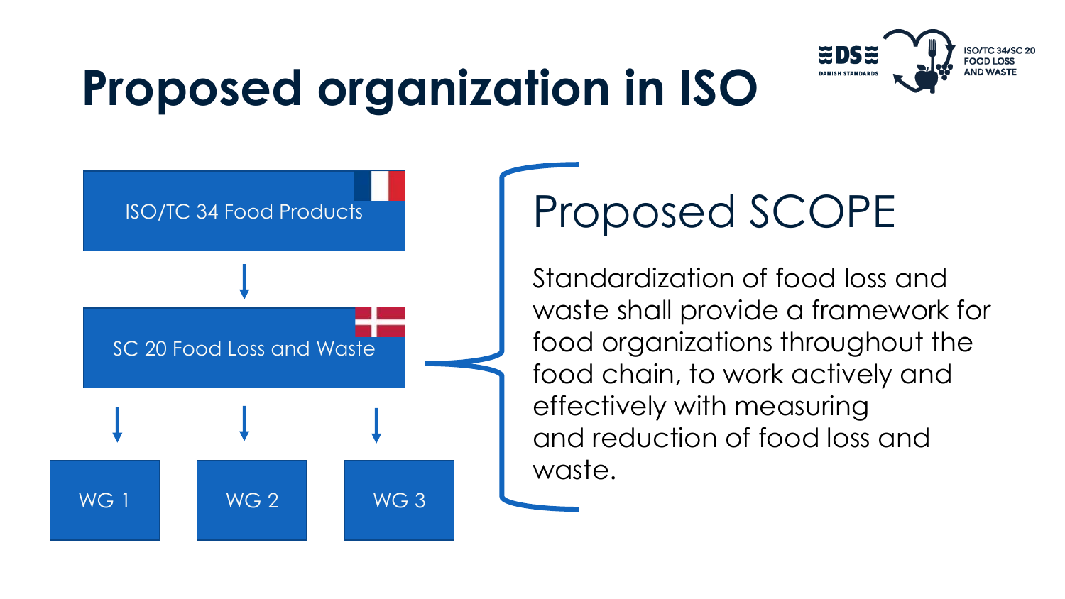# Proposed organization in ISO

ISO/TC 34/SC 20 FOOD LOSS AND WASTE

DS DANISH STANDARDS

- ISO/TC 34 Food Products
  - SC 20 Food Loss and Waste
    - WG 1
    - WG 2
    - WG 3

## Proposed SCOPE

Standardization of food loss and waste shall provide a framework for food organizations throughout the food chain, to work actively and effectively with measuring and reduction of food loss and waste.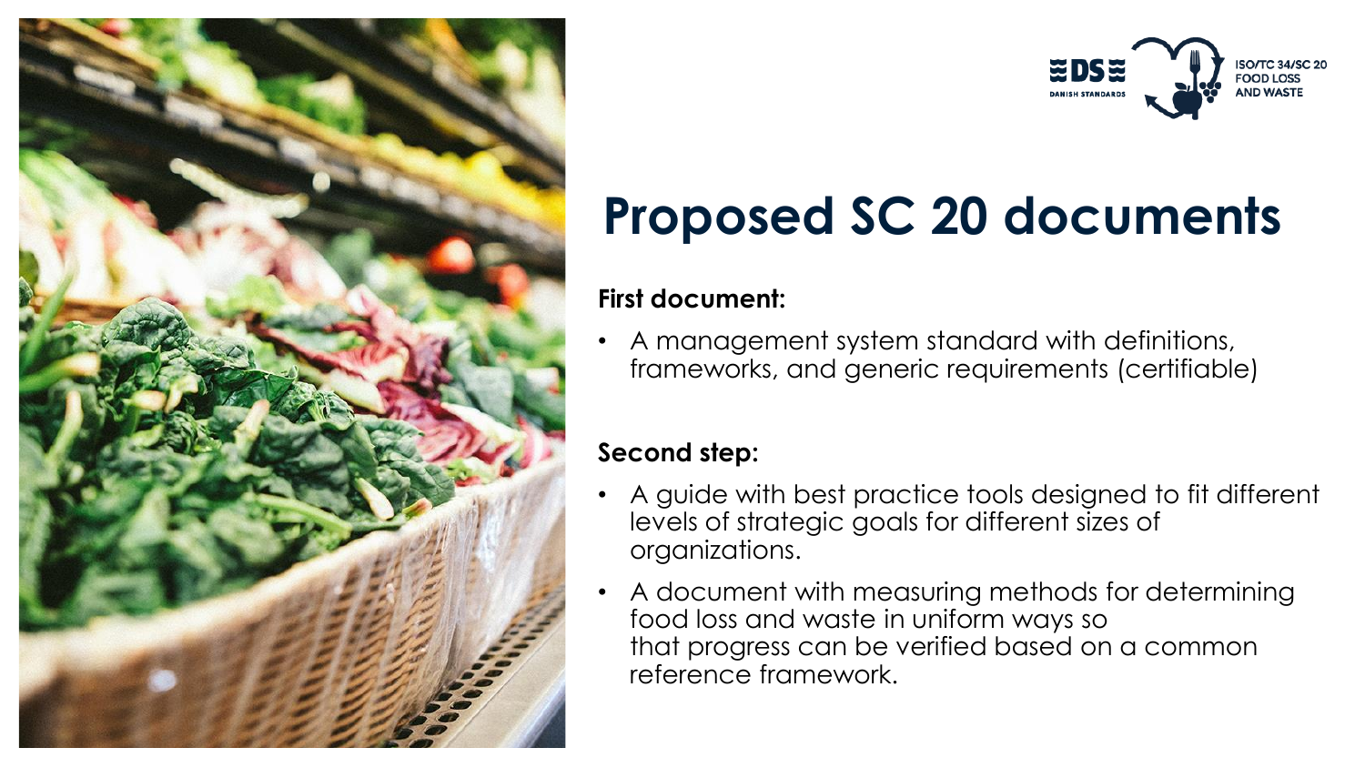# Proposed SC 20 documents

**First document:**

- A management system standard with definitions, frameworks, and generic requirements (certifiable)

**Second step:**

- A guide with best practice tools designed to fit different levels of strategic goals for different sizes of organizations.
- A document with measuring methods for determining food loss and waste in uniform ways so that progress can be verified based on a common reference framework.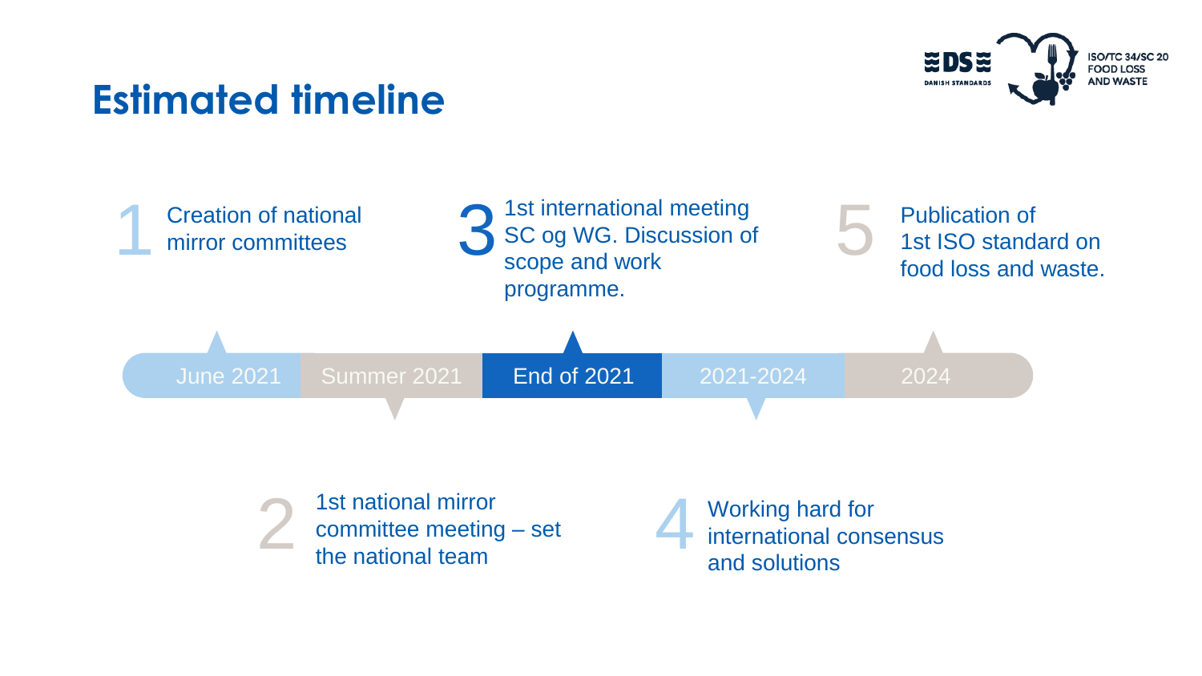# Estimated timeline

1. **June 2021** – Creation of national mirror committees
2. **Summer 2021** – 1st national mirror committee meeting – set the national team
3. **End of 2021** – 1st international meeting SC og WG. Discussion of scope and work programme.
4. **2021-2024** – Working hard for international consensus and solutions
5. **2024** – Publication of 1st ISO standard on food loss and waste.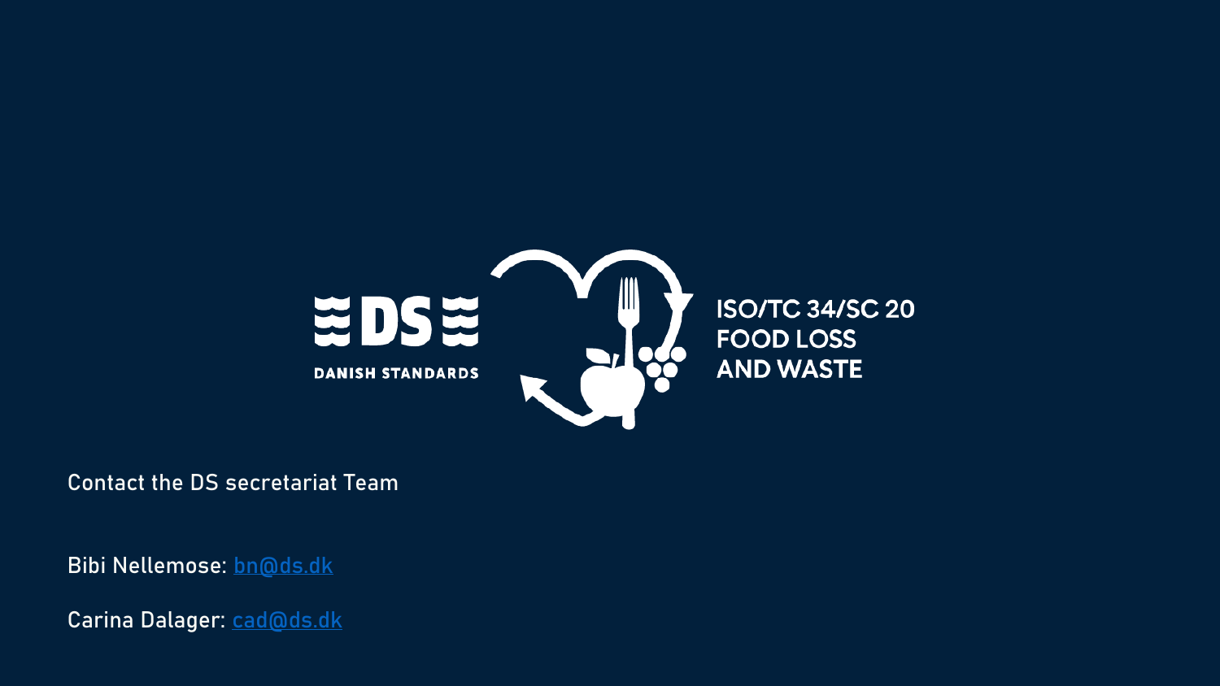DS

DANISH STANDARDS

ISO/TC 34/SC 20
FOOD LOSS
AND WASTE

Contact the DS secretariat Team

Bibi Nellemose: bn@ds.dk

Carina Dalager: cad@ds.dk